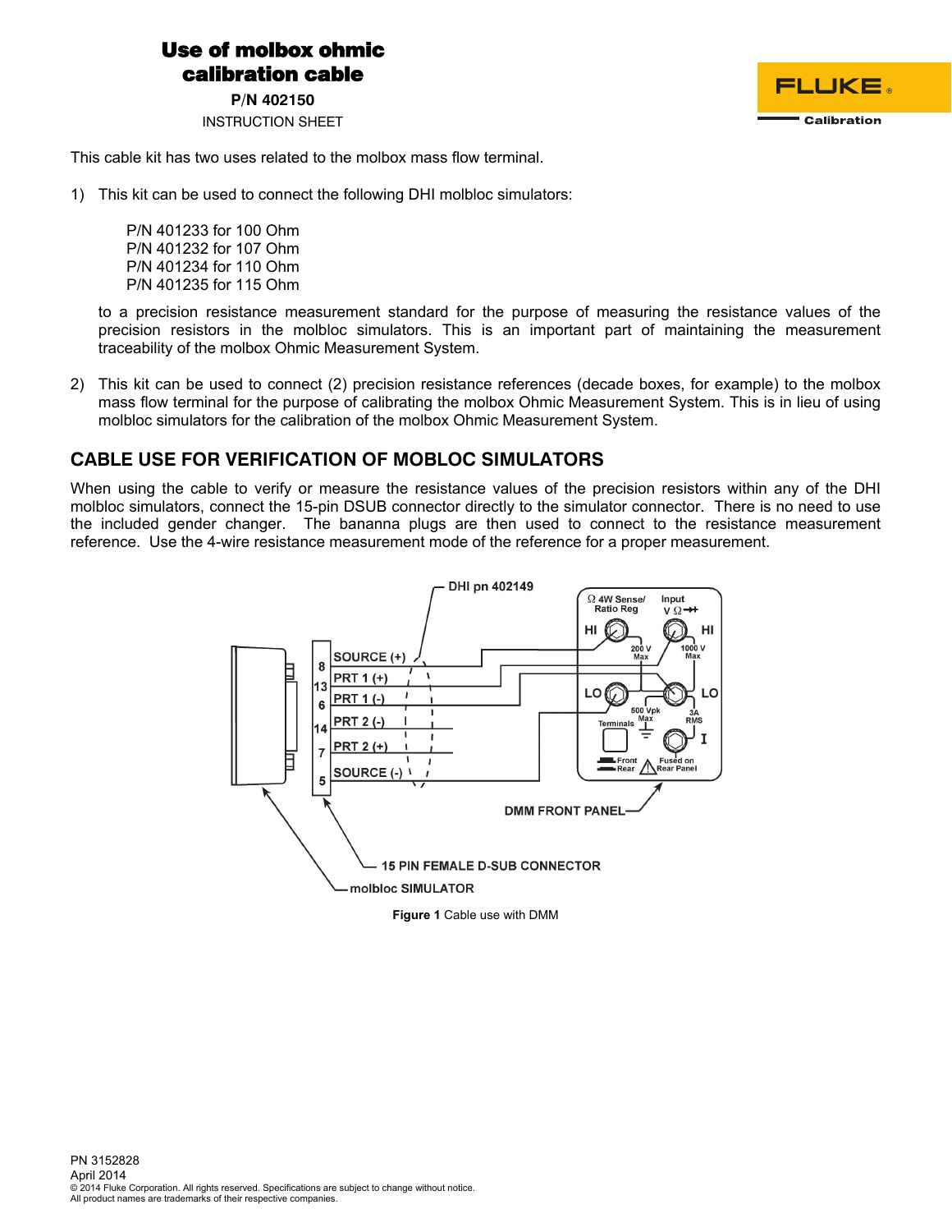# Use of molbox ohmic calibration cable

**P/N 402150**

INSTRUCTION SHEET

FLUKE Calibration

This cable kit has two uses related to the molbox mass flow terminal.

1) This kit can be used to connect the following DHI molbloc simulators:

   P/N 401233 for 100 Ohm
   P/N 401232 for 107 Ohm
   P/N 401234 for 110 Ohm
   P/N 401235 for 115 Ohm

   to a precision resistance measurement standard for the purpose of measuring the resistance values of the precision resistors in the molbloc simulators. This is an important part of maintaining the measurement traceability of the molbox Ohmic Measurement System.

2) This kit can be used to connect (2) precision resistance references (decade boxes, for example) to the molbox mass flow terminal for the purpose of calibrating the molbox Ohmic Measurement System. This is in lieu of using molbloc simulators for the calibration of the molbox Ohmic Measurement System.

## CABLE USE FOR VERIFICATION OF MOBLOC SIMULATORS

When using the cable to verify or measure the resistance values of the precision resistors within any of the DHI molbloc simulators, connect the 15-pin DSUB connector directly to the simulator connector. There is no need to use the included gender changer. The bananna plugs are then used to connect to the resistance measurement reference. Use the 4-wire resistance measurement mode of the reference for a proper measurement.

**Figure 1** Cable use with DMM

PN 3152828
April 2014
© 2014 Fluke Corporation. All rights reserved. Specifications are subject to change without notice.
All product names are trademarks of their respective companies.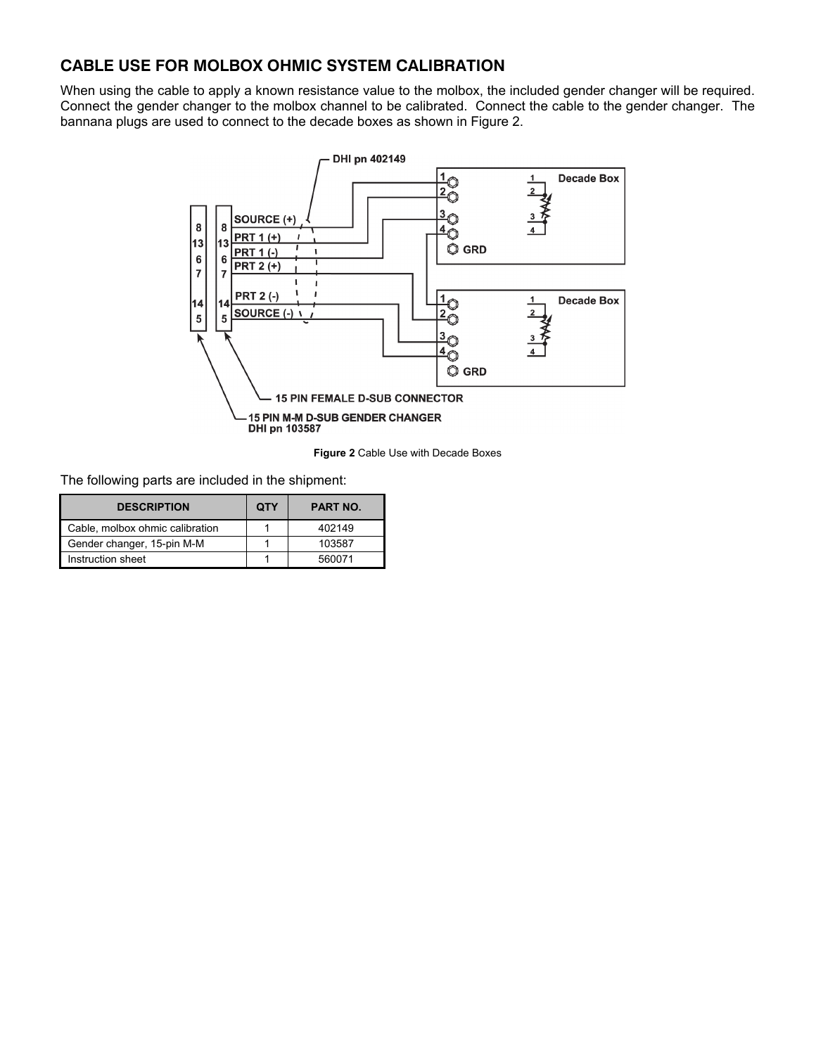## CABLE USE FOR MOLBOX OHMIC SYSTEM CALIBRATION

When using the cable to apply a known resistance value to the molbox, the included gender changer will be required. Connect the gender changer to the molbox channel to be calibrated. Connect the cable to the gender changer. The bannana plugs are used to connect to the decade boxes as shown in Figure 2.

DHI pn 402149

8
13
6
7
14
5

8
13
6
7
14
5

SOURCE (+)
PRT 1 (+)
PRT 1 (-)
PRT 2 (+)
PRT 2 (-)
SOURCE (-)

1
2
3
4
GRD

1
2
3
4
Decade Box

1
2
3
4
GRD

1
2
3
4
Decade Box

15 PIN FEMALE D-SUB CONNECTOR

15 PIN M-M D-SUB GENDER CHANGER
DHI pn 103587

**Figure 2** Cable Use with Decade Boxes

The following parts are included in the shipment:

| DESCRIPTION | QTY | PART NO. |
|---|---|---|
| Cable, molbox ohmic calibration | 1 | 402149 |
| Gender changer, 15-pin M-M | 1 | 103587 |
| Instruction sheet | 1 | 560071 |